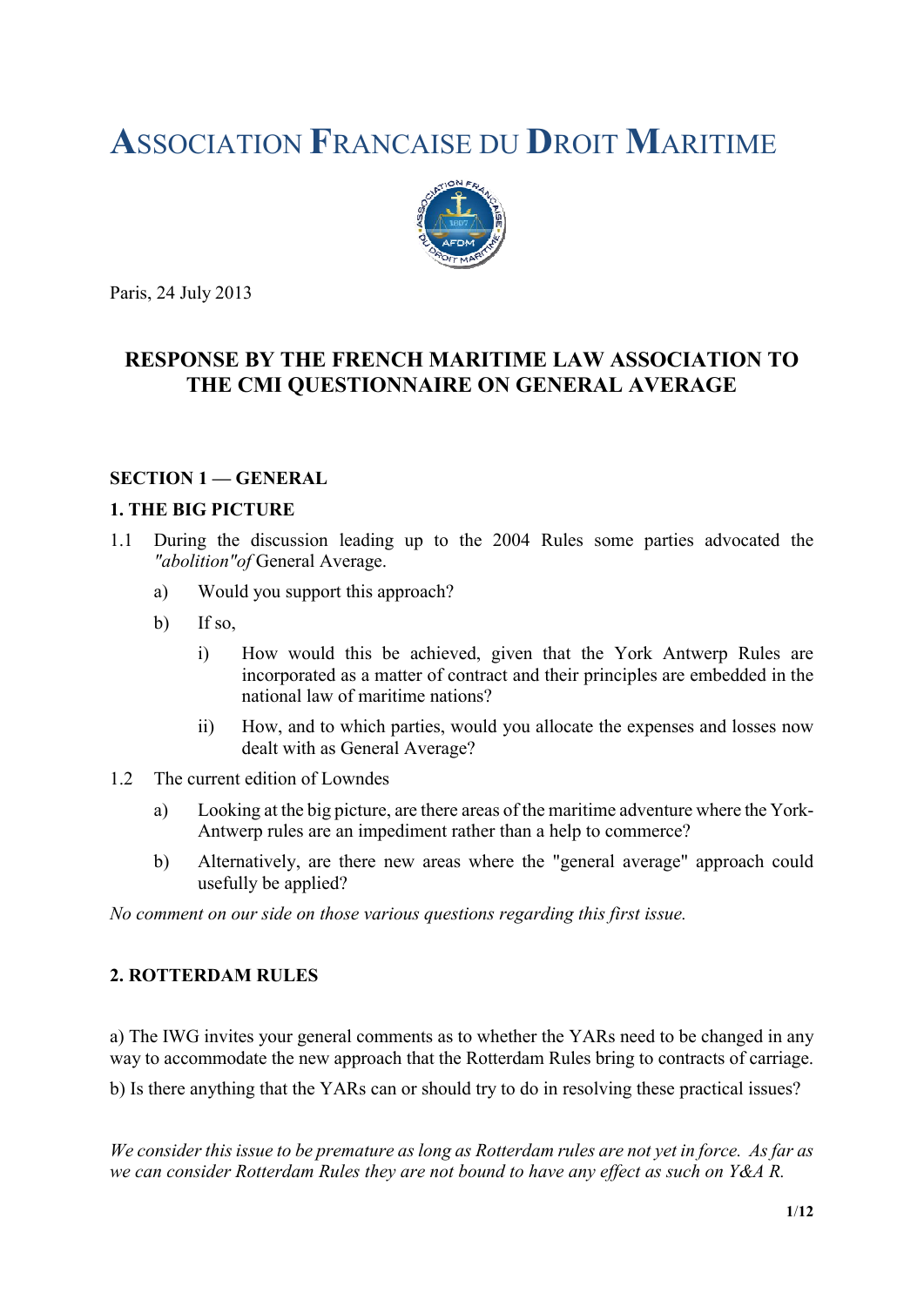# ASSOCIATION FRANCAISE DU DROIT MARITIME

Paris, 24 July 2013

## RESPONSE BY THE FRENCH MARITIME LAW ASSOCIATION TO THE CMI QUESTIONNAIRE ON GENERAL AVERAGE

### SECTION 1 — GENERAL

#### 1. THE BIG PICTURE

1.1 During the discussion leading up to the 2004 Rules some parties advocated the *"abolition"of* General Average.

a) Would you support this approach?

b) If so,

i) How would this be achieved, given that the York Antwerp Rules are incorporated as a matter of contract and their principles are embedded in the national law of maritime nations?

ii) How, and to which parties, would you allocate the expenses and losses now dealt with as General Average?

1.2 The current edition of Lowndes

a) Looking at the big picture, are there areas of the maritime adventure where the York-Antwerp rules are an impediment rather than a help to commerce?

b) Alternatively, are there new areas where the "general average" approach could usefully be applied?

*No comment on our side on those various questions regarding this first issue.*

#### 2. ROTTERDAM RULES

a) The IWG invites your general comments as to whether the YARs need to be changed in any way to accommodate the new approach that the Rotterdam Rules bring to contracts of carriage.

b) Is there anything that the YARs can or should try to do in resolving these practical issues?

*We consider this issue to be premature as long as Rotterdam rules are not yet in force. As far as we can consider Rotterdam Rules they are not bound to have any effect as such on Y&A R.*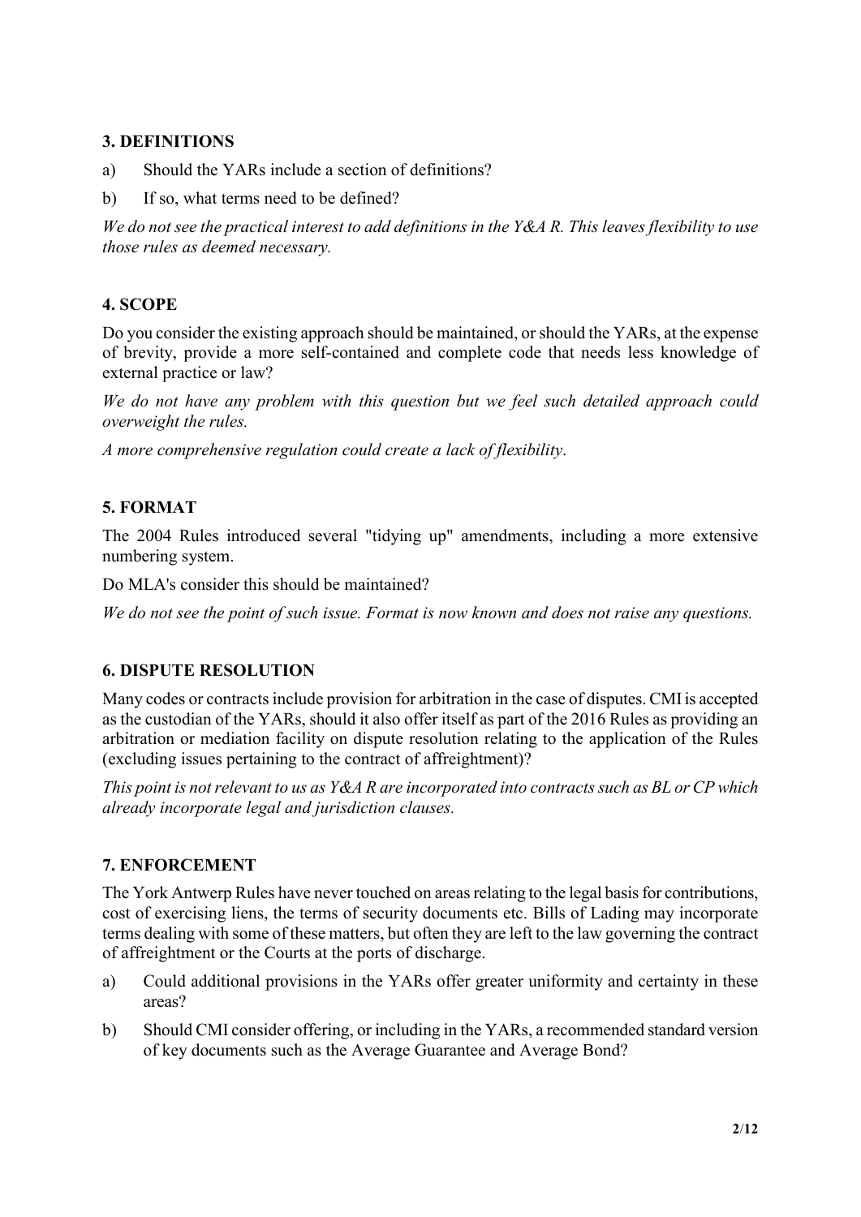### 3. DEFINITIONS

a) Should the YARs include a section of definitions?

b) If so, what terms need to be defined?

*We do not see the practical interest to add definitions in the Y&A R. This leaves flexibility to use those rules as deemed necessary.*

### 4. SCOPE

Do you consider the existing approach should be maintained, or should the YARs, at the expense of brevity, provide a more self-contained and complete code that needs less knowledge of external practice or law?

*We do not have any problem with this question but we feel such detailed approach could overweight the rules.*

*A more comprehensive regulation could create a lack of flexibility.*

### 5. FORMAT

The 2004 Rules introduced several "tidying up" amendments, including a more extensive numbering system.

Do MLA's consider this should be maintained?

*We do not see the point of such issue. Format is now known and does not raise any questions.*

### 6. DISPUTE RESOLUTION

Many codes or contracts include provision for arbitration in the case of disputes. CMI is accepted as the custodian of the YARs, should it also offer itself as part of the 2016 Rules as providing an arbitration or mediation facility on dispute resolution relating to the application of the Rules (excluding issues pertaining to the contract of affreightment)?

*This point is not relevant to us as Y&A R are incorporated into contracts such as BL or CP which already incorporate legal and jurisdiction clauses.*

### 7. ENFORCEMENT

The York Antwerp Rules have never touched on areas relating to the legal basis for contributions, cost of exercising liens, the terms of security documents etc. Bills of Lading may incorporate terms dealing with some of these matters, but often they are left to the law governing the contract of affreightment or the Courts at the ports of discharge.

a) Could additional provisions in the YARs offer greater uniformity and certainty in these areas?

b) Should CMI consider offering, or including in the YARs, a recommended standard version of key documents such as the Average Guarantee and Average Bond?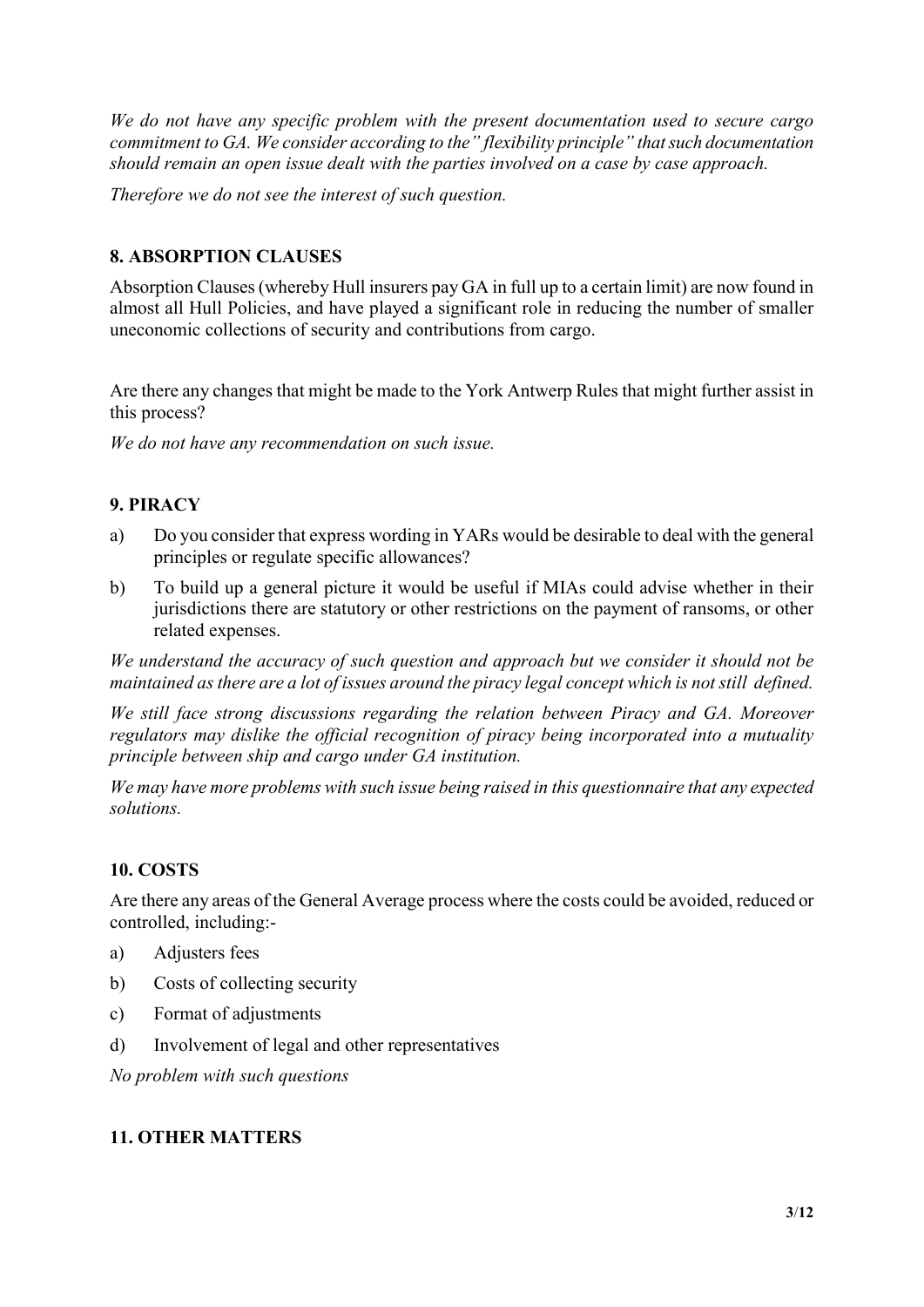*We do not have any specific problem with the present documentation used to secure cargo commitment to GA. We consider according to the" flexibility principle" that such documentation should remain an open issue dealt with the parties involved on a case by case approach.*

*Therefore we do not see the interest of such question.*

## 8. ABSORPTION CLAUSES

Absorption Clauses (whereby Hull insurers pay GA in full up to a certain limit) are now found in almost all Hull Policies, and have played a significant role in reducing the number of smaller uneconomic collections of security and contributions from cargo.

Are there any changes that might be made to the York Antwerp Rules that might further assist in this process?

*We do not have any recommendation on such issue.*

## 9. PIRACY

a) Do you consider that express wording in YARs would be desirable to deal with the general principles or regulate specific allowances?

b) To build up a general picture it would be useful if MIAs could advise whether in their jurisdictions there are statutory or other restrictions on the payment of ransoms, or other related expenses.

*We understand the accuracy of such question and approach but we consider it should not be maintained as there are a lot of issues around the piracy legal concept which is not still defined.*

*We still face strong discussions regarding the relation between Piracy and GA. Moreover regulators may dislike the official recognition of piracy being incorporated into a mutuality principle between ship and cargo under GA institution.*

*We may have more problems with such issue being raised in this questionnaire that any expected solutions.*

## 10. COSTS

Are there any areas of the General Average process where the costs could be avoided, reduced or controlled, including:-

a) Adjusters fees

b) Costs of collecting security

c) Format of adjustments

d) Involvement of legal and other representatives

*No problem with such questions*

## 11. OTHER MATTERS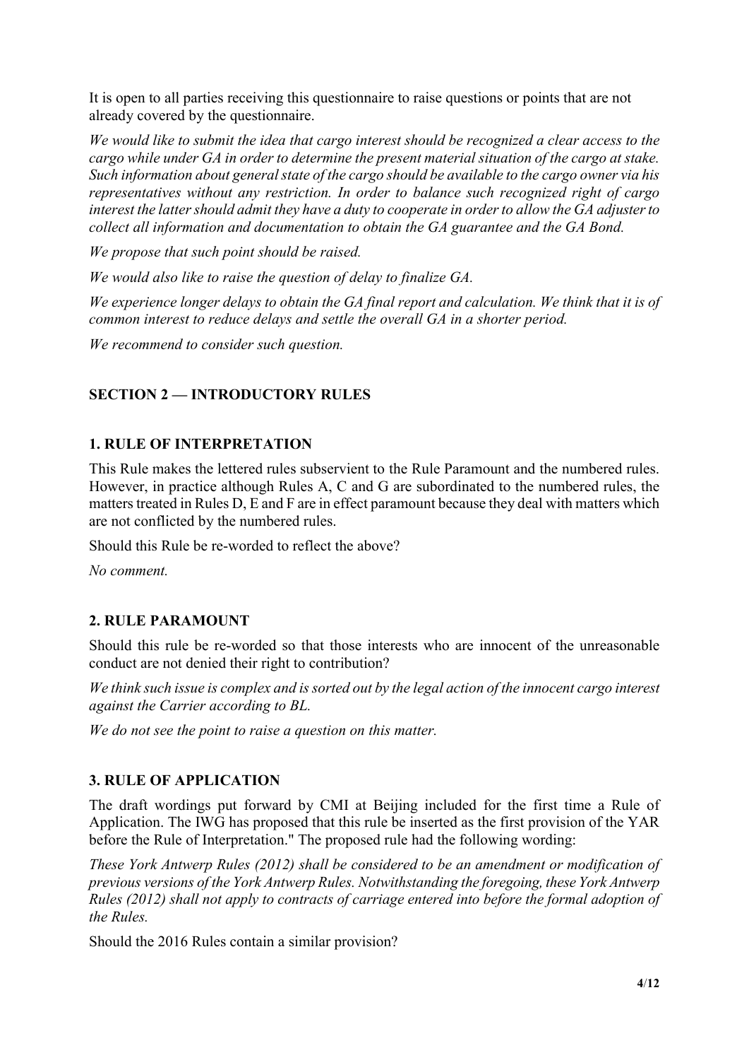It is open to all parties receiving this questionnaire to raise questions or points that are not already covered by the questionnaire.

*We would like to submit the idea that cargo interest should be recognized a clear access to the cargo while under GA in order to determine the present material situation of the cargo at stake. Such information about general state of the cargo should be available to the cargo owner via his representatives without any restriction. In order to balance such recognized right of cargo interest the latter should admit they have a duty to cooperate in order to allow the GA adjuster to collect all information and documentation to obtain the GA guarantee and the GA Bond.*

*We propose that such point should be raised.*

*We would also like to raise the question of delay to finalize GA.*

*We experience longer delays to obtain the GA final report and calculation. We think that it is of common interest to reduce delays and settle the overall GA in a shorter period.*

*We recommend to consider such question.*

## SECTION 2 — INTRODUCTORY RULES

### 1. RULE OF INTERPRETATION

This Rule makes the lettered rules subservient to the Rule Paramount and the numbered rules. However, in practice although Rules A, C and G are subordinated to the numbered rules, the matters treated in Rules D, E and F are in effect paramount because they deal with matters which are not conflicted by the numbered rules.

Should this Rule be re-worded to reflect the above?

*No comment.*

### 2. RULE PARAMOUNT

Should this rule be re-worded so that those interests who are innocent of the unreasonable conduct are not denied their right to contribution?

*We think such issue is complex and is sorted out by the legal action of the innocent cargo interest against the Carrier according to BL.*

*We do not see the point to raise a question on this matter.*

### 3. RULE OF APPLICATION

The draft wordings put forward by CMI at Beijing included for the first time a Rule of Application. The IWG has proposed that this rule be inserted as the first provision of the YAR before the Rule of Interpretation." The proposed rule had the following wording:

*These York Antwerp Rules (2012) shall be considered to be an amendment or modification of previous versions of the York Antwerp Rules. Notwithstanding the foregoing, these York Antwerp Rules (2012) shall not apply to contracts of carriage entered into before the formal adoption of the Rules.*

Should the 2016 Rules contain a similar provision?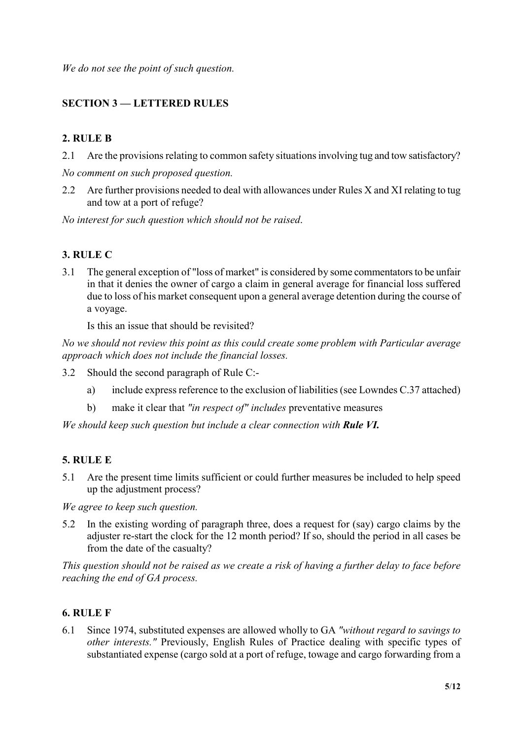*We do not see the point of such question.*

## SECTION 3 — LETTERED RULES

### 2. RULE B

2.1 Are the provisions relating to common safety situations involving tug and tow satisfactory?

*No comment on such proposed question.*

2.2 Are further provisions needed to deal with allowances under Rules X and XI relating to tug and tow at a port of refuge?

*No interest for such question which should not be raised*.

### 3. RULE C

3.1 The general exception of "loss of market" is considered by some commentators to be unfair in that it denies the owner of cargo a claim in general average for financial loss suffered due to loss of his market consequent upon a general average detention during the course of a voyage.

Is this an issue that should be revisited?

*No we should not review this point as this could create some problem with Particular average approach which does not include the financial losses.*

3.2 Should the second paragraph of Rule C:-

a) include express reference to the exclusion of liabilities (see Lowndes C.37 attached)

b) make it clear that *"in respect of"* *includes* preventative measures

*We should keep such question but include a clear connection with **Rule VI.***

### 5. RULE E

5.1 Are the present time limits sufficient or could further measures be included to help speed up the adjustment process?

*We agree to keep such question.*

5.2 In the existing wording of paragraph three, does a request for (say) cargo claims by the adjuster re-start the clock for the 12 month period? If so, should the period in all cases be from the date of the casualty?

*This question should not be raised as we create a risk of having a further delay to face before reaching the end of GA process.*

### 6. RULE F

6.1 Since 1974, substituted expenses are allowed wholly to GA *"without regard to savings to other interests."* Previously, English Rules of Practice dealing with specific types of substantiated expense (cargo sold at a port of refuge, towage and cargo forwarding from a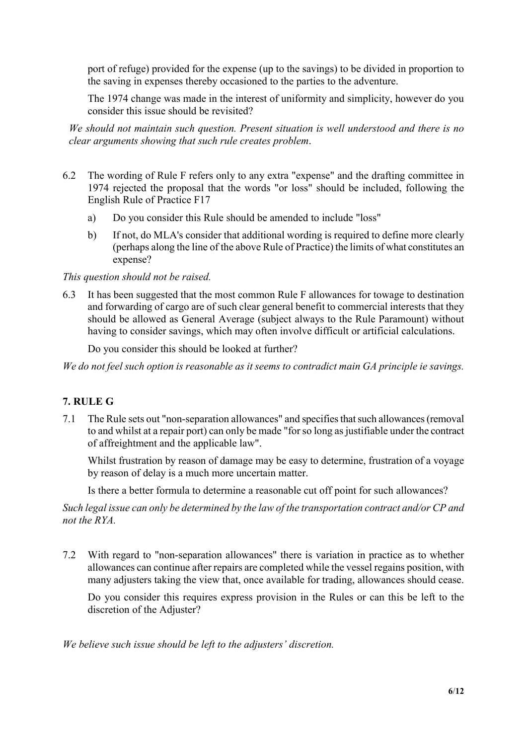port of refuge) provided for the expense (up to the savings) to be divided in proportion to the saving in expenses thereby occasioned to the parties to the adventure.

The 1974 change was made in the interest of uniformity and simplicity, however do you consider this issue should be revisited?

*We should not maintain such question. Present situation is well understood and there is no clear arguments showing that such rule creates problem*.

6.2 The wording of Rule F refers only to any extra "expense" and the drafting committee in 1974 rejected the proposal that the words "or loss" should be included, following the English Rule of Practice F17

a) Do you consider this Rule should be amended to include "loss"

b) If not, do MLA's consider that additional wording is required to define more clearly (perhaps along the line of the above Rule of Practice) the limits of what constitutes an expense?

*This question should not be raised.*

6.3 It has been suggested that the most common Rule F allowances for towage to destination and forwarding of cargo are of such clear general benefit to commercial interests that they should be allowed as General Average (subject always to the Rule Paramount) without having to consider savings, which may often involve difficult or artificial calculations.

Do you consider this should be looked at further?

*We do not feel such option is reasonable as it seems to contradict main GA principle ie savings.*

### 7. RULE G

7.1 The Rule sets out "non-separation allowances" and specifies that such allowances (removal to and whilst at a repair port) can only be made "for so long as justifiable under the contract of affreightment and the applicable law".

Whilst frustration by reason of damage may be easy to determine, frustration of a voyage by reason of delay is a much more uncertain matter.

Is there a better formula to determine a reasonable cut off point for such allowances?

*Such legal issue can only be determined by the law of the transportation contract and/or CP and not the RYA.*

7.2 With regard to "non-separation allowances" there is variation in practice as to whether allowances can continue after repairs are completed while the vessel regains position, with many adjusters taking the view that, once available for trading, allowances should cease.

Do you consider this requires express provision in the Rules or can this be left to the discretion of the Adjuster?

*We believe such issue should be left to the adjusters' discretion.*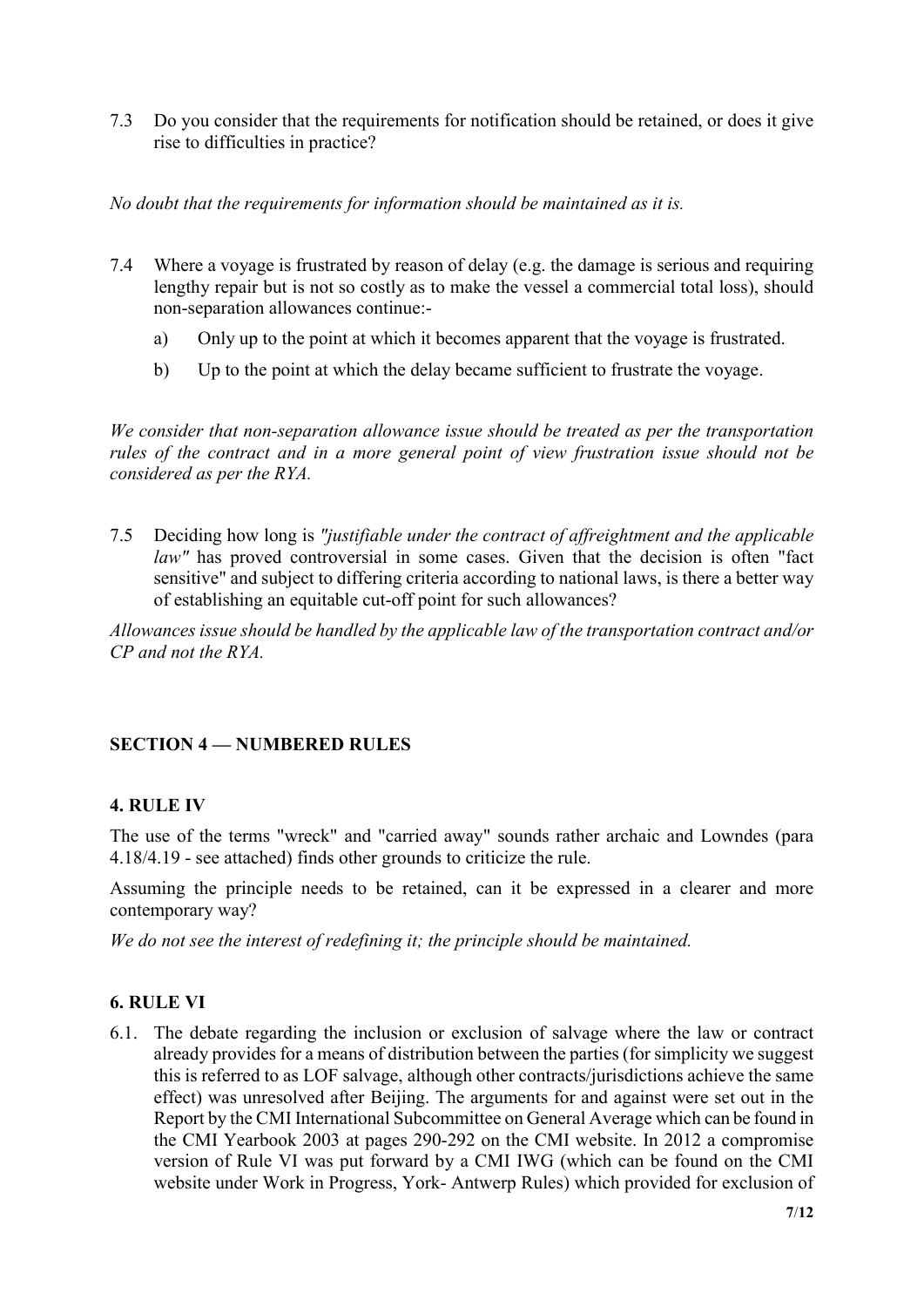7.3 Do you consider that the requirements for notification should be retained, or does it give rise to difficulties in practice?

*No doubt that the requirements for information should be maintained as it is.*

7.4 Where a voyage is frustrated by reason of delay (e.g. the damage is serious and requiring lengthy repair but is not so costly as to make the vessel a commercial total loss), should non-separation allowances continue:-

a) Only up to the point at which it becomes apparent that the voyage is frustrated.

b) Up to the point at which the delay became sufficient to frustrate the voyage.

*We consider that non-separation allowance issue should be treated as per the transportation rules of the contract and in a more general point of view frustration issue should not be considered as per the RYA.*

7.5 Deciding how long is *"justifiable under the contract of affreightment and the applicable law"* has proved controversial in some cases. Given that the decision is often "fact sensitive" and subject to differing criteria according to national laws, is there a better way of establishing an equitable cut-off point for such allowances?

*Allowances issue should be handled by the applicable law of the transportation contract and/or CP and not the RYA.*

## SECTION 4 — NUMBERED RULES

### 4. RULE IV

The use of the terms "wreck" and "carried away" sounds rather archaic and Lowndes (para 4.18/4.19 - see attached) finds other grounds to criticize the rule.

Assuming the principle needs to be retained, can it be expressed in a clearer and more contemporary way?

*We do not see the interest of redefining it; the principle should be maintained.*

### 6. RULE VI

6.1. The debate regarding the inclusion or exclusion of salvage where the law or contract already provides for a means of distribution between the parties (for simplicity we suggest this is referred to as LOF salvage, although other contracts/jurisdictions achieve the same effect) was unresolved after Beijing. The arguments for and against were set out in the Report by the CMI International Subcommittee on General Average which can be found in the CMI Yearbook 2003 at pages 290-292 on the CMI website. In 2012 a compromise version of Rule VI was put forward by a CMI IWG (which can be found on the CMI website under Work in Progress, York- Antwerp Rules) which provided for exclusion of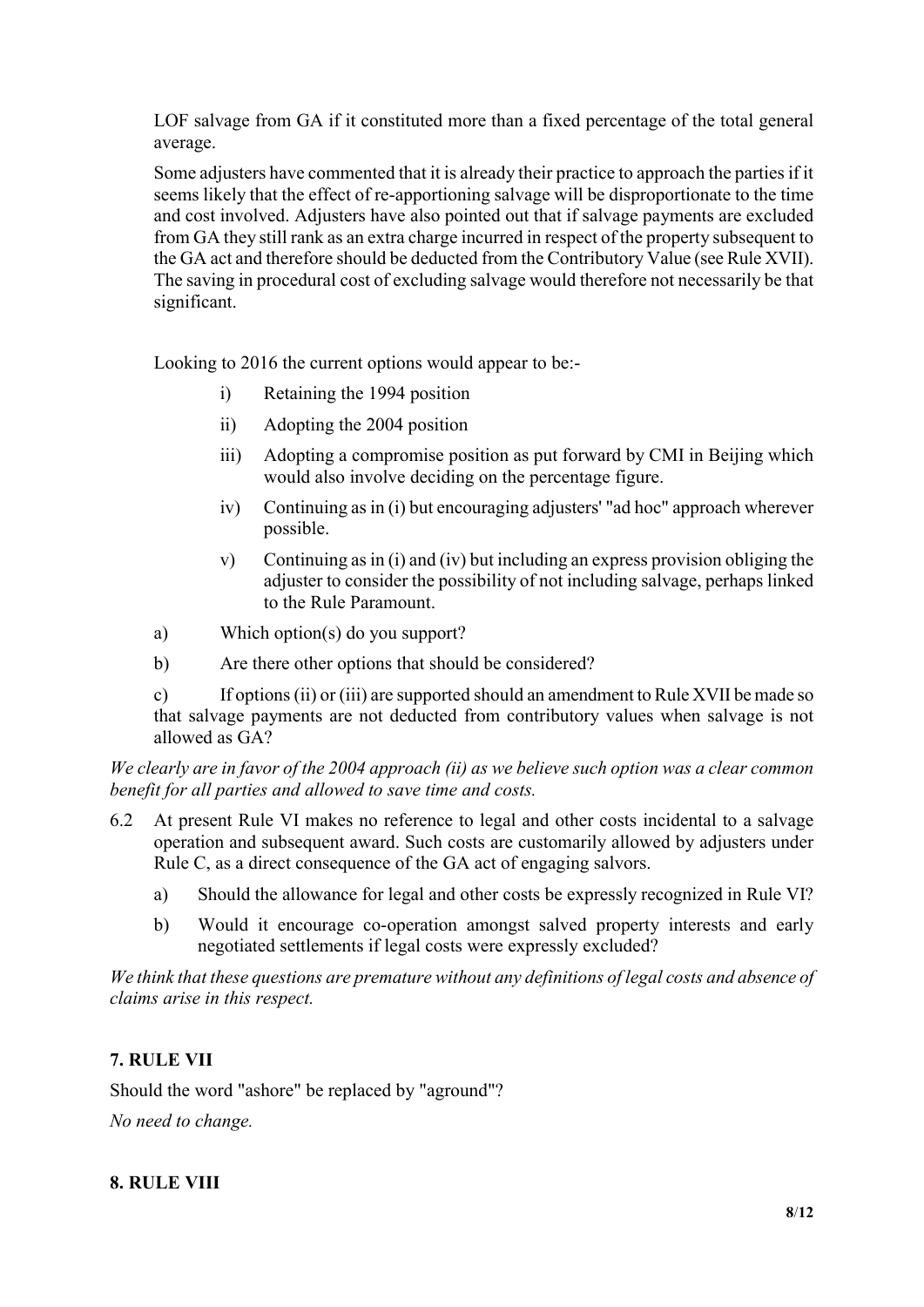LOF salvage from GA if it constituted more than a fixed percentage of the total general average.

Some adjusters have commented that it is already their practice to approach the parties if it seems likely that the effect of re-apportioning salvage will be disproportionate to the time and cost involved. Adjusters have also pointed out that if salvage payments are excluded from GA they still rank as an extra charge incurred in respect of the property subsequent to the GA act and therefore should be deducted from the Contributory Value (see Rule XVII). The saving in procedural cost of excluding salvage would therefore not necessarily be that significant.

Looking to 2016 the current options would appear to be:-

- i) Retaining the 1994 position
- ii) Adopting the 2004 position
- iii) Adopting a compromise position as put forward by CMI in Beijing which would also involve deciding on the percentage figure.
- iv) Continuing as in (i) but encouraging adjusters' "ad hoc" approach wherever possible.
- v) Continuing as in (i) and (iv) but including an express provision obliging the adjuster to consider the possibility of not including salvage, perhaps linked to the Rule Paramount.

a) Which option(s) do you support?

b) Are there other options that should be considered?

c) If options (ii) or (iii) are supported should an amendment to Rule XVII be made so that salvage payments are not deducted from contributory values when salvage is not allowed as GA?

*We clearly are in favor of the 2004 approach (ii) as we believe such option was a clear common benefit for all parties and allowed to save time and costs.*

6.2 At present Rule VI makes no reference to legal and other costs incidental to a salvage operation and subsequent award. Such costs are customarily allowed by adjusters under Rule C, as a direct consequence of the GA act of engaging salvors.

a) Should the allowance for legal and other costs be expressly recognized in Rule VI?

b) Would it encourage co-operation amongst salved property interests and early negotiated settlements if legal costs were expressly excluded?

*We think that these questions are premature without any definitions of legal costs and absence of claims arise in this respect.*

## 7. RULE VII

Should the word "ashore" be replaced by "aground"?

*No need to change.*

## 8. RULE VIII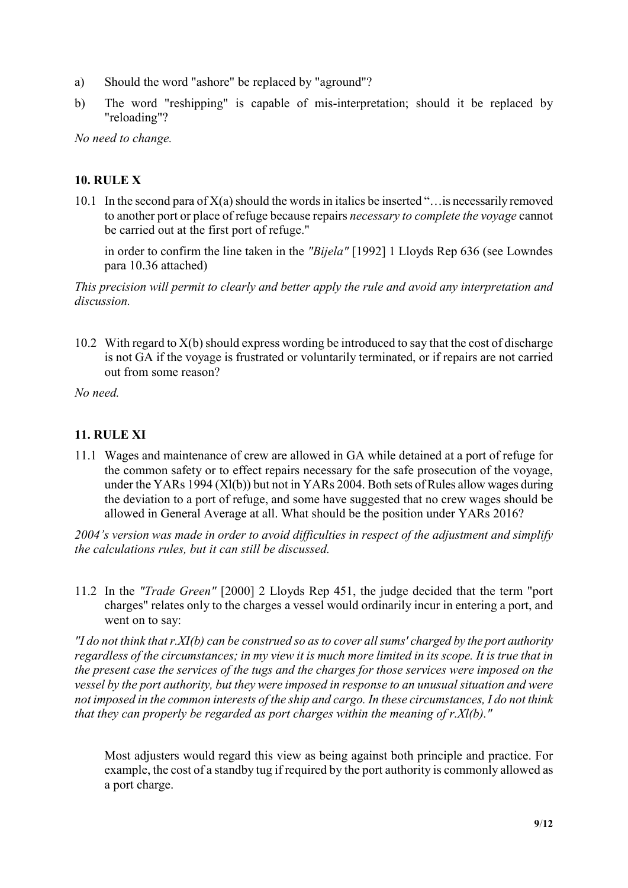a) Should the word "ashore" be replaced by "aground"?

b) The word "reshipping" is capable of mis-interpretation; should it be replaced by "reloading"?

*No need to change.*

## 10. RULE X

10.1 In the second para of X(a) should the words in italics be inserted "…is necessarily removed to another port or place of refuge because repairs *necessary to complete the voyage* cannot be carried out at the first port of refuge."

in order to confirm the line taken in the *"Bijela"* [1992] 1 Lloyds Rep 636 (see Lowndes para 10.36 attached)

*This precision will permit to clearly and better apply the rule and avoid any interpretation and discussion.*

10.2 With regard to X(b) should express wording be introduced to say that the cost of discharge is not GA if the voyage is frustrated or voluntarily terminated, or if repairs are not carried out from some reason?

*No need.*

## 11. RULE XI

11.1 Wages and maintenance of crew are allowed in GA while detained at a port of refuge for the common safety or to effect repairs necessary for the safe prosecution of the voyage, under the YARs 1994 (Xl(b)) but not in YARs 2004. Both sets of Rules allow wages during the deviation to a port of refuge, and some have suggested that no crew wages should be allowed in General Average at all. What should be the position under YARs 2016?

*2004's version was made in order to avoid difficulties in respect of the adjustment and simplify the calculations rules, but it can still be discussed.*

11.2 In the *"Trade Green"* [2000] 2 Lloyds Rep 451, the judge decided that the term "port charges" relates only to the charges a vessel would ordinarily incur in entering a port, and went on to say:

*"I do not think that r.XI(b) can be construed so as to cover all sums' charged by the port authority regardless of the circumstances; in my view it is much more limited in its scope. It is true that in the present case the services of the tugs and the charges for those services were imposed on the vessel by the port authority, but they were imposed in response to an unusual situation and were not imposed in the common interests of the ship and cargo. In these circumstances, I do not think that they can properly be regarded as port charges within the meaning of r.Xl(b)."*

Most adjusters would regard this view as being against both principle and practice. For example, the cost of a standby tug if required by the port authority is commonly allowed as a port charge.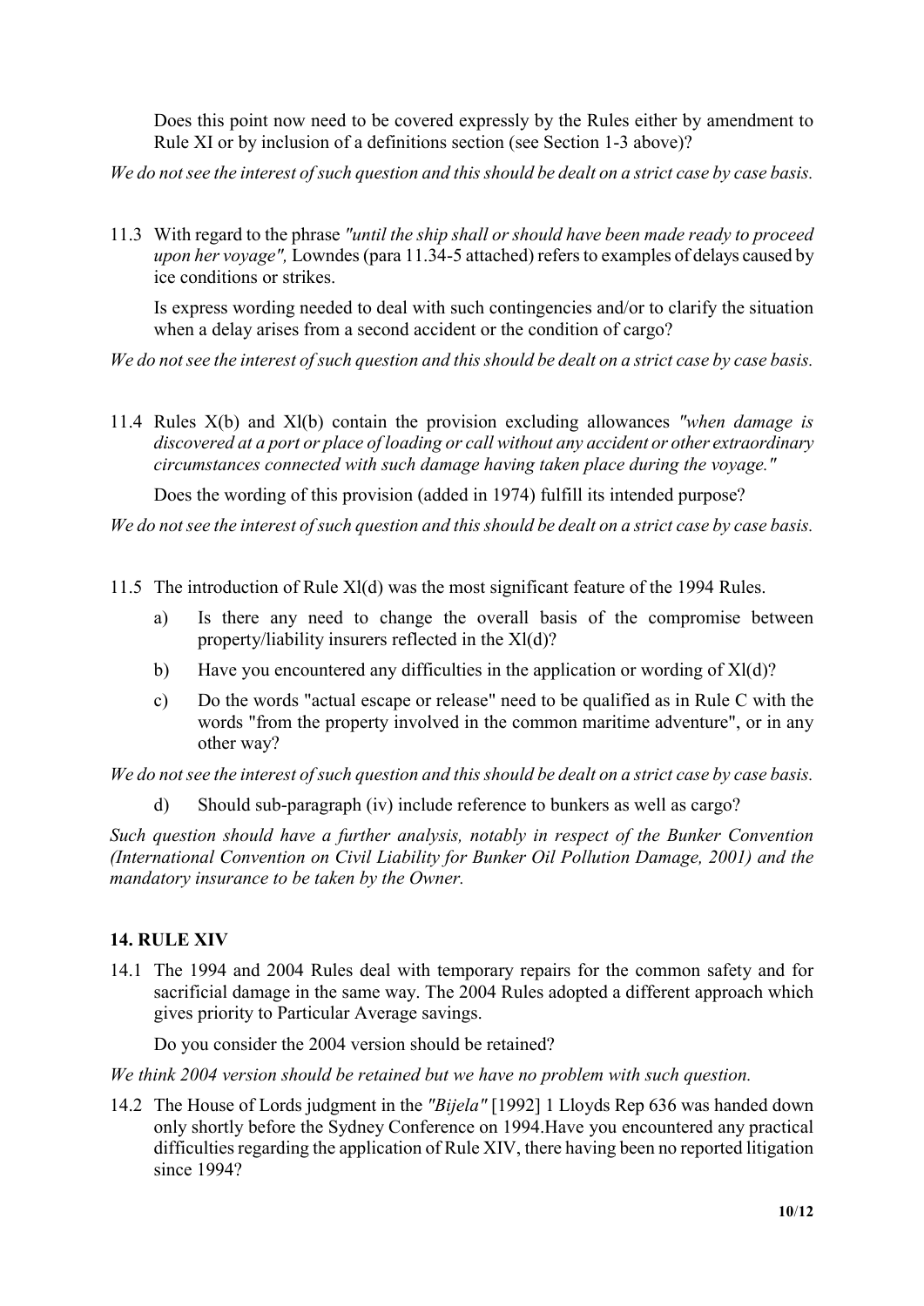Does this point now need to be covered expressly by the Rules either by amendment to Rule XI or by inclusion of a definitions section (see Section 1-3 above)?

*We do not see the interest of such question and this should be dealt on a strict case by case basis.*

11.3 With regard to the phrase *"until the ship shall or should have been made ready to proceed upon her voyage",* Lowndes (para 11.34-5 attached) refers to examples of delays caused by ice conditions or strikes.

Is express wording needed to deal with such contingencies and/or to clarify the situation when a delay arises from a second accident or the condition of cargo?

*We do not see the interest of such question and this should be dealt on a strict case by case basis.*

11.4 Rules X(b) and Xl(b) contain the provision excluding allowances *"when damage is discovered at a port or place of loading or call without any accident or other extraordinary circumstances connected with such damage having taken place during the voyage."*

Does the wording of this provision (added in 1974) fulfill its intended purpose?

*We do not see the interest of such question and this should be dealt on a strict case by case basis.*

11.5 The introduction of Rule Xl(d) was the most significant feature of the 1994 Rules.

a) Is there any need to change the overall basis of the compromise between property/liability insurers reflected in the Xl(d)?

b) Have you encountered any difficulties in the application or wording of Xl(d)?

c) Do the words "actual escape or release" need to be qualified as in Rule C with the words "from the property involved in the common maritime adventure", or in any other way?

*We do not see the interest of such question and this should be dealt on a strict case by case basis.*

d) Should sub-paragraph (iv) include reference to bunkers as well as cargo?

*Such question should have a further analysis, notably in respect of the Bunker Convention (International Convention on Civil Liability for Bunker Oil Pollution Damage, 2001) and the mandatory insurance to be taken by the Owner.*

## 14. RULE XIV

14.1 The 1994 and 2004 Rules deal with temporary repairs for the common safety and for sacrificial damage in the same way. The 2004 Rules adopted a different approach which gives priority to Particular Average savings.

Do you consider the 2004 version should be retained?

*We think 2004 version should be retained but we have no problem with such question.*

14.2 The House of Lords judgment in the *"Bijela"* [1992] 1 Lloyds Rep 636 was handed down only shortly before the Sydney Conference on 1994.Have you encountered any practical difficulties regarding the application of Rule XIV, there having been no reported litigation since 1994?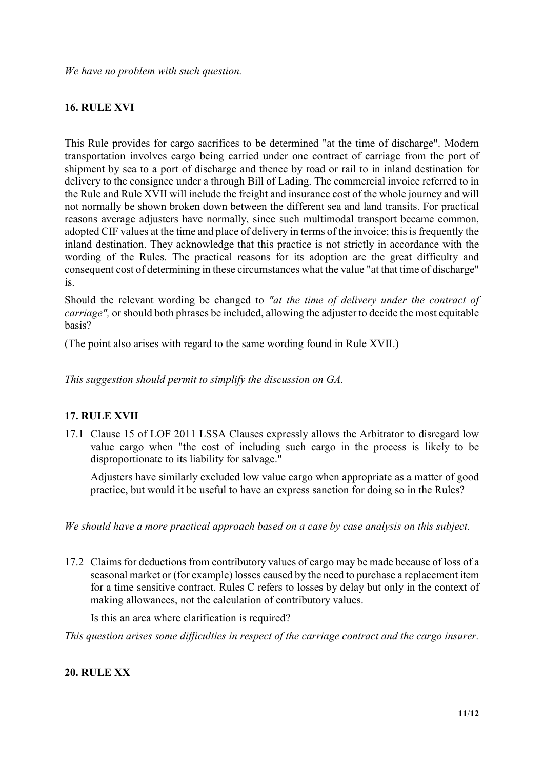*We have no problem with such question.*

## 16. RULE XVI

This Rule provides for cargo sacrifices to be determined "at the time of discharge". Modern transportation involves cargo being carried under one contract of carriage from the port of shipment by sea to a port of discharge and thence by road or rail to in inland destination for delivery to the consignee under a through Bill of Lading. The commercial invoice referred to in the Rule and Rule XVII will include the freight and insurance cost of the whole journey and will not normally be shown broken down between the different sea and land transits. For practical reasons average adjusters have normally, since such multimodal transport became common, adopted CIF values at the time and place of delivery in terms of the invoice; this is frequently the inland destination. They acknowledge that this practice is not strictly in accordance with the wording of the Rules. The practical reasons for its adoption are the great difficulty and consequent cost of determining in these circumstances what the value "at that time of discharge" is.

Should the relevant wording be changed to *"at the time of delivery under the contract of carriage",* or should both phrases be included, allowing the adjuster to decide the most equitable basis?

(The point also arises with regard to the same wording found in Rule XVII.)

*This suggestion should permit to simplify the discussion on GA.*

## 17. RULE XVII

17.1 Clause 15 of LOF 2011 LSSA Clauses expressly allows the Arbitrator to disregard low value cargo when "the cost of including such cargo in the process is likely to be disproportionate to its liability for salvage."

Adjusters have similarly excluded low value cargo when appropriate as a matter of good practice, but would it be useful to have an express sanction for doing so in the Rules?

*We should have a more practical approach based on a case by case analysis on this subject.*

17.2 Claims for deductions from contributory values of cargo may be made because of loss of a seasonal market or (for example) losses caused by the need to purchase a replacement item for a time sensitive contract. Rules C refers to losses by delay but only in the context of making allowances, not the calculation of contributory values.

Is this an area where clarification is required?

*This question arises some difficulties in respect of the carriage contract and the cargo insurer.*

## 20. RULE XX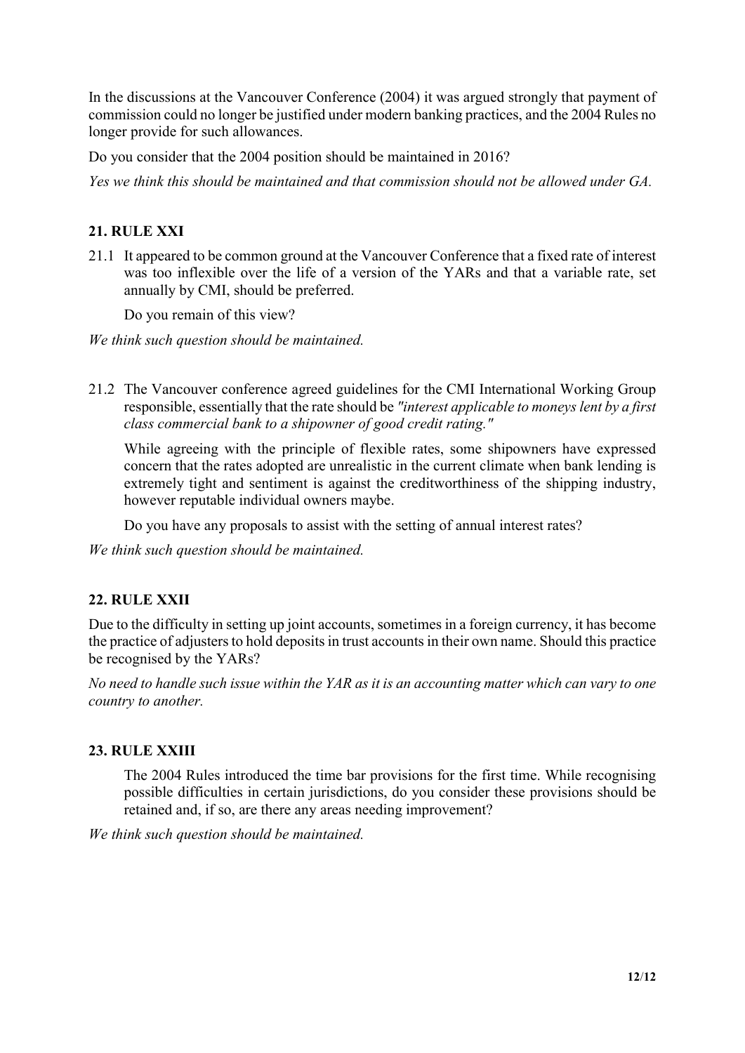In the discussions at the Vancouver Conference (2004) it was argued strongly that payment of commission could no longer be justified under modern banking practices, and the 2004 Rules no longer provide for such allowances.

Do you consider that the 2004 position should be maintained in 2016?

*Yes we think this should be maintained and that commission should not be allowed under GA.*

## 21. RULE XXI

21.1 It appeared to be common ground at the Vancouver Conference that a fixed rate of interest was too inflexible over the life of a version of the YARs and that a variable rate, set annually by CMI, should be preferred.

Do you remain of this view?

*We think such question should be maintained.*

21.2 The Vancouver conference agreed guidelines for the CMI International Working Group responsible, essentially that the rate should be *"interest applicable to moneys lent by a first class commercial bank to a shipowner of good credit rating."*

While agreeing with the principle of flexible rates, some shipowners have expressed concern that the rates adopted are unrealistic in the current climate when bank lending is extremely tight and sentiment is against the creditworthiness of the shipping industry, however reputable individual owners maybe.

Do you have any proposals to assist with the setting of annual interest rates?

*We think such question should be maintained.*

## 22. RULE XXII

Due to the difficulty in setting up joint accounts, sometimes in a foreign currency, it has become the practice of adjusters to hold deposits in trust accounts in their own name. Should this practice be recognised by the YARs?

*No need to handle such issue within the YAR as it is an accounting matter which can vary to one country to another.*

## 23. RULE XXIII

The 2004 Rules introduced the time bar provisions for the first time. While recognising possible difficulties in certain jurisdictions, do you consider these provisions should be retained and, if so, are there any areas needing improvement?

*We think such question should be maintained.*